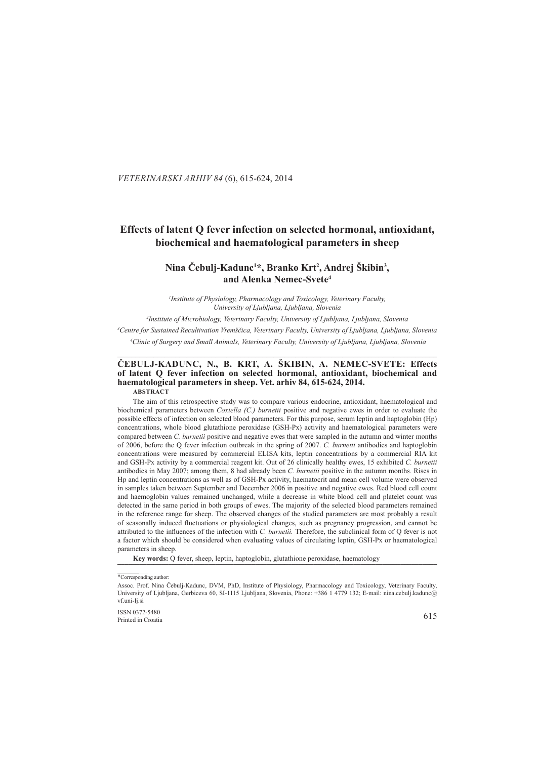# Effects of latent Q fever infection on selected hormonal, antioxidant, biochemical and haematological parameters in sheep

**Nina Čebulj-Kadunc[1]*, Branko Krt[2], Andrej Škibin[3], and Alenka Nemec-Svete[4]**

*[1]Institute of Physiology, Pharmacology and Toxicology, Veterinary Faculty, University of Ljubljana, Ljubljana, Slovenia*

*[2]Institute of Microbiology, Veterinary Faculty, University of Ljubljana, Ljubljana, Slovenia*

*[3]Centre for Sustained Recultivation Vremščica, Veterinary Faculty, University of Ljubljana, Ljubljana, Slovenia*

*[4]Clinic of Surgery and Small Animals, Veterinary Faculty, University of Ljubljana, Ljubljana, Slovenia*

---

**ČEBULJ-KADUNC, N., B. KRT, A. ŠKIBIN, A. NEMEC-SVETE: Effects of latent Q fever infection on selected hormonal, antioxidant, biochemical and haematological parameters in sheep. Vet. arhiv 84, 615-624, 2014.**

**ABSTRACT**

The aim of this retrospective study was to compare various endocrine, antioxidant, haematological and biochemical parameters between *Coxiella (C.) burnetii* positive and negative ewes in order to evaluate the possible effects of infection on selected blood parameters. For this purpose, serum leptin and haptoglobin (Hp) concentrations, whole blood glutathione peroxidase (GSH-Px) activity and haematological parameters were compared between *C. burnetii* positive and negative ewes that were sampled in the autumn and winter months of 2006, before the Q fever infection outbreak in the spring of 2007. *C. burnetii* antibodies and haptoglobin concentrations were measured by commercial ELISA kits, leptin concentrations by a commercial RIA kit and GSH-Px activity by a commercial reagent kit. Out of 26 clinically healthy ewes, 15 exhibited *C. burnetii* antibodies in May 2007; among them, 8 had already been *C. burnetii* positive in the autumn months. Rises in Hp and leptin concentrations as well as of GSH-Px activity, haematocrit and mean cell volume were observed in samples taken between September and December 2006 in positive and negative ewes. Red blood cell count and haemoglobin values remained unchanged, while a decrease in white blood cell and platelet count was detected in the same period in both groups of ewes. The majority of the selected blood parameters remained in the reference range for sheep. The observed changes of the studied parameters are most probably a result of seasonally induced fluctuations or physiological changes, such as pregnancy progression, and cannot be attributed to the influences of the infection with *C. burnetii.* Therefore, the subclinical form of Q fever is not a factor which should be considered when evaluating values of circulating leptin, GSH-Px or haematological parameters in sheep.

**Key words:** Q fever, sheep, leptin, haptoglobin, glutathione peroxidase, haematology

---

*Corresponding author:

Assoc. Prof. Nina Čebulj-Kadunc, DVM, PhD, Institute of Physiology, Pharmacology and Toxicology, Veterinary Faculty, University of Ljubljana, Gerbiceva 60, SI-1115 Ljubljana, Slovenia, Phone: +386 1 4779 132; E-mail: nina.cebulj.kadunc@vf.uni-lj.si

ISSN 0372-5480
Printed in Croatia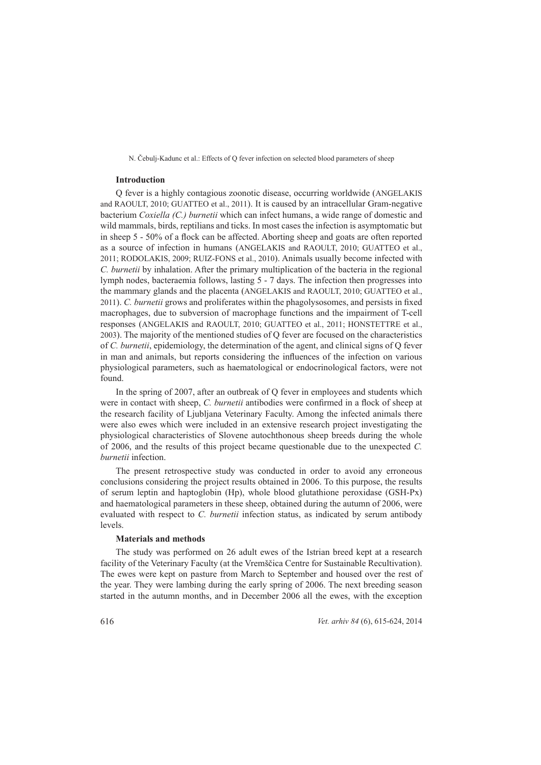## Introduction

Q fever is a highly contagious zoonotic disease, occurring worldwide (ANGELAKIS and RAOULT, 2010; GUATTEO et al., 2011). It is caused by an intracellular Gram-negative bacterium *Coxiella (C.) burnetii* which can infect humans, a wide range of domestic and wild mammals, birds, reptilians and ticks. In most cases the infection is asymptomatic but in sheep 5 - 50% of a flock can be affected. Aborting sheep and goats are often reported as a source of infection in humans (ANGELAKIS and RAOULT, 2010; GUATTEO et al., 2011; RODOLAKIS, 2009; RUIZ-FONS et al., 2010). Animals usually become infected with *C. burnetii* by inhalation. After the primary multiplication of the bacteria in the regional lymph nodes, bacteraemia follows, lasting 5 - 7 days. The infection then progresses into the mammary glands and the placenta (ANGELAKIS and RAOULT, 2010; GUATTEO et al., 2011). *C. burnetii* grows and proliferates within the phagolysosomes, and persists in fixed macrophages, due to subversion of macrophage functions and the impairment of T-cell responses (ANGELAKIS and RAOULT, 2010; GUATTEO et al., 2011; HONSTETTRE et al., 2003). The majority of the mentioned studies of Q fever are focused on the characteristics of *C. burnetii*, epidemiology, the determination of the agent, and clinical signs of Q fever in man and animals, but reports considering the influences of the infection on various physiological parameters, such as haematological or endocrinological factors, were not found.

In the spring of 2007, after an outbreak of Q fever in employees and students which were in contact with sheep, *C. burnetii* antibodies were confirmed in a flock of sheep at the research facility of Ljubljana Veterinary Faculty. Among the infected animals there were also ewes which were included in an extensive research project investigating the physiological characteristics of Slovene autochthonous sheep breeds during the whole of 2006, and the results of this project became questionable due to the unexpected *C. burnetii* infection.

The present retrospective study was conducted in order to avoid any erroneous conclusions considering the project results obtained in 2006. To this purpose, the results of serum leptin and haptoglobin (Hp), whole blood glutathione peroxidase (GSH-Px) and haematological parameters in these sheep, obtained during the autumn of 2006, were evaluated with respect to *C. burnetii* infection status, as indicated by serum antibody levels.

## Materials and methods

The study was performed on 26 adult ewes of the Istrian breed kept at a research facility of the Veterinary Faculty (at the Vremščica Centre for Sustainable Recultivation). The ewes were kept on pasture from March to September and housed over the rest of the year. They were lambing during the early spring of 2006. The next breeding season started in the autumn months, and in December 2006 all the ewes, with the exception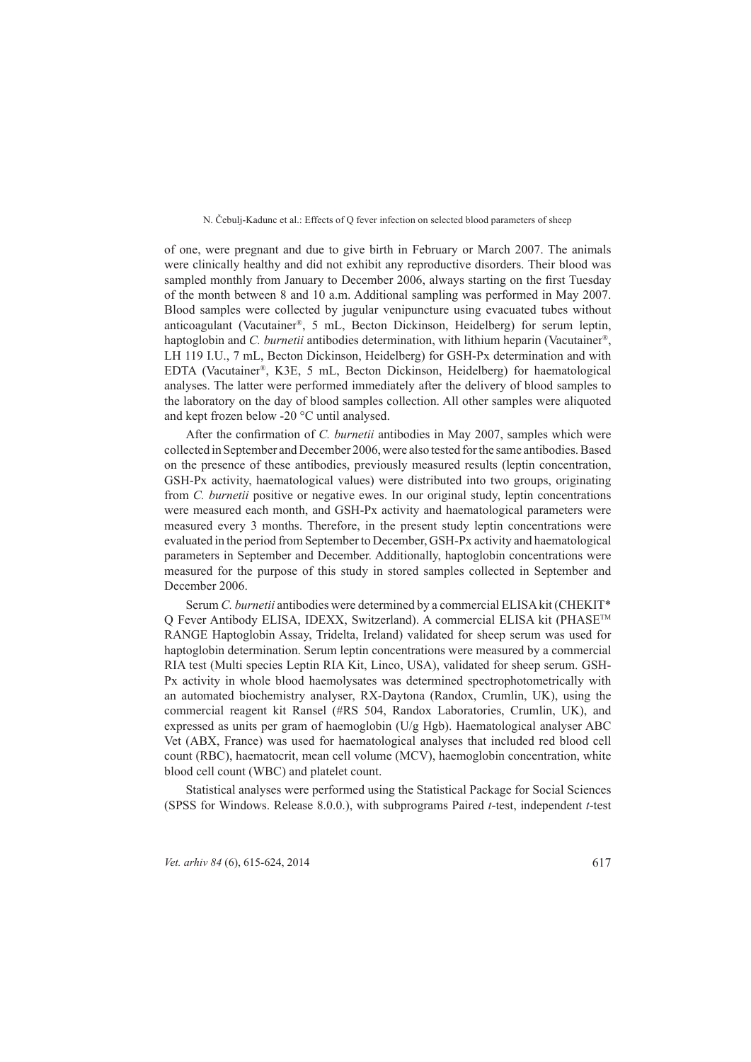of one, were pregnant and due to give birth in February or March 2007. The animals were clinically healthy and did not exhibit any reproductive disorders. Their blood was sampled monthly from January to December 2006, always starting on the first Tuesday of the month between 8 and 10 a.m. Additional sampling was performed in May 2007. Blood samples were collected by jugular venipuncture using evacuated tubes without anticoagulant (Vacutainer®, 5 mL, Becton Dickinson, Heidelberg) for serum leptin, haptoglobin and *C. burnetii* antibodies determination, with lithium heparin (Vacutainer®, LH 119 I.U., 7 mL, Becton Dickinson, Heidelberg) for GSH-Px determination and with EDTA (Vacutainer®, K3E, 5 mL, Becton Dickinson, Heidelberg) for haematological analyses. The latter were performed immediately after the delivery of blood samples to the laboratory on the day of blood samples collection. All other samples were aliquoted and kept frozen below -20 °C until analysed.

After the confirmation of *C. burnetii* antibodies in May 2007, samples which were collected in September and December 2006, were also tested for the same antibodies. Based on the presence of these antibodies, previously measured results (leptin concentration, GSH-Px activity, haematological values) were distributed into two groups, originating from *C. burnetii* positive or negative ewes. In our original study, leptin concentrations were measured each month, and GSH-Px activity and haematological parameters were measured every 3 months. Therefore, in the present study leptin concentrations were evaluated in the period from September to December, GSH-Px activity and haematological parameters in September and December. Additionally, haptoglobin concentrations were measured for the purpose of this study in stored samples collected in September and December 2006.

Serum *C. burnetii* antibodies were determined by a commercial ELISA kit (CHEKIT* Q Fever Antibody ELISA, IDEXX, Switzerland). A commercial ELISA kit (PHASE™ RANGE Haptoglobin Assay, Tridelta, Ireland) validated for sheep serum was used for haptoglobin determination. Serum leptin concentrations were measured by a commercial RIA test (Multi species Leptin RIA Kit, Linco, USA), validated for sheep serum. GSH-Px activity in whole blood haemolysates was determined spectrophotometrically with an automated biochemistry analyser, RX-Daytona (Randox, Crumlin, UK), using the commercial reagent kit Ransel (#RS 504, Randox Laboratories, Crumlin, UK), and expressed as units per gram of haemoglobin (U/g Hgb). Haematological analyser ABC Vet (ABX, France) was used for haematological analyses that included red blood cell count (RBC), haematocrit, mean cell volume (MCV), haemoglobin concentration, white blood cell count (WBC) and platelet count.

Statistical analyses were performed using the Statistical Package for Social Sciences (SPSS for Windows. Release 8.0.0.), with subprograms Paired *t*-test, independent *t*-test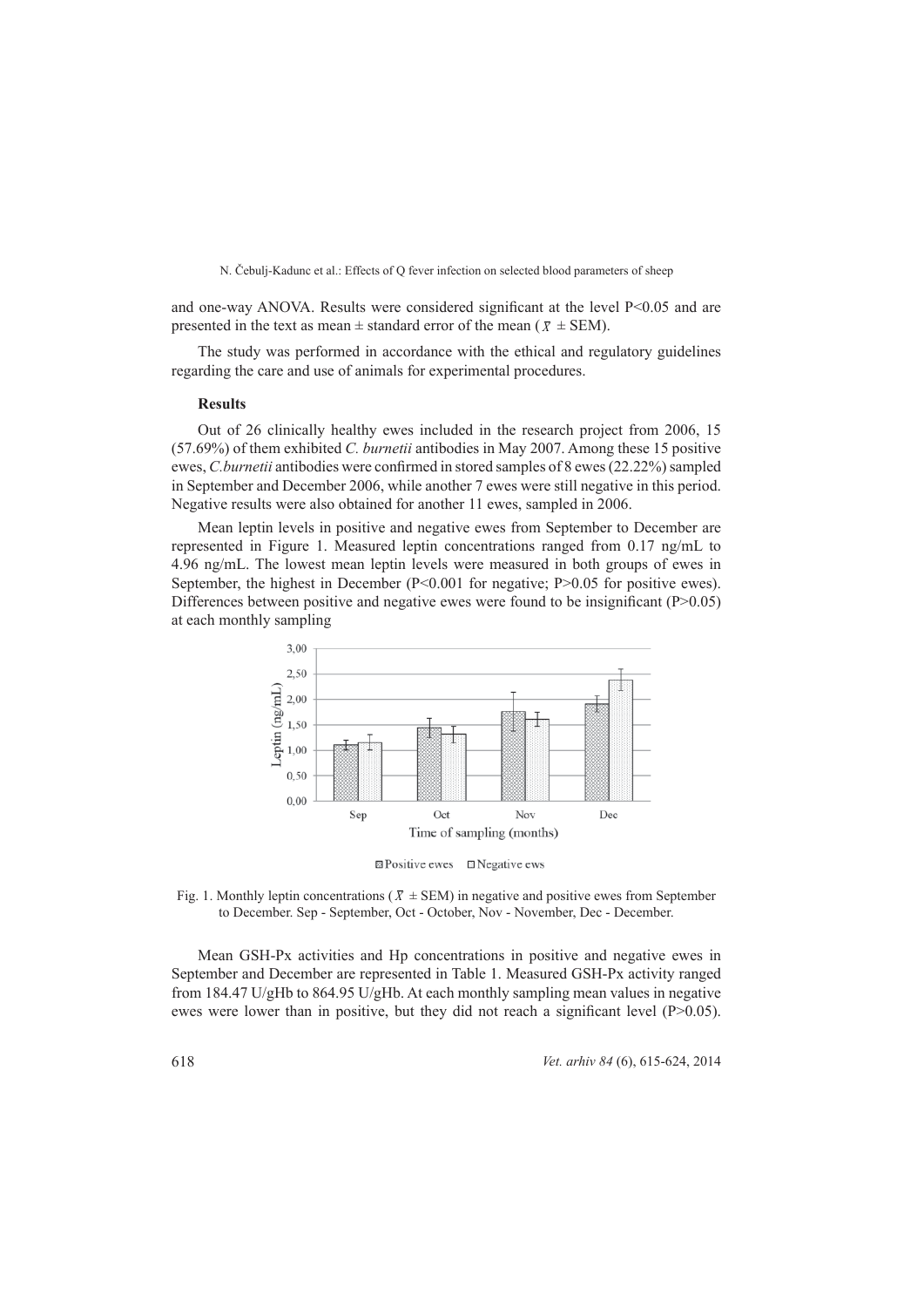and one-way ANOVA. Results were considered significant at the level P<0.05 and are presented in the text as mean ± standard error of the mean ($\bar{x}$ ± SEM).

The study was performed in accordance with the ethical and regulatory guidelines regarding the care and use of animals for experimental procedures.

### Results

Out of 26 clinically healthy ewes included in the research project from 2006, 15 (57.69%) of them exhibited *C. burnetii* antibodies in May 2007. Among these 15 positive ewes, *C.burnetii* antibodies were confirmed in stored samples of 8 ewes (22.22%) sampled in September and December 2006, while another 7 ewes were still negative in this period. Negative results were also obtained for another 11 ewes, sampled in 2006.

Mean leptin levels in positive and negative ewes from September to December are represented in Figure 1. Measured leptin concentrations ranged from 0.17 ng/mL to 4.96 ng/mL. The lowest mean leptin levels were measured in both groups of ewes in September, the highest in December (P<0.001 for negative; P>0.05 for positive ewes). Differences between positive and negative ewes were found to be insignificant (P>0.05) at each monthly sampling

Fig. 1. Monthly leptin concentrations ($\bar{x}$ ± SEM) in negative and positive ewes from September to December. Sep - September, Oct - October, Nov - November, Dec - December.

Mean GSH-Px activities and Hp concentrations in positive and negative ewes in September and December are represented in Table 1. Measured GSH-Px activity ranged from 184.47 U/gHb to 864.95 U/gHb. At each monthly sampling mean values in negative ewes were lower than in positive, but they did not reach a significant level (P>0.05).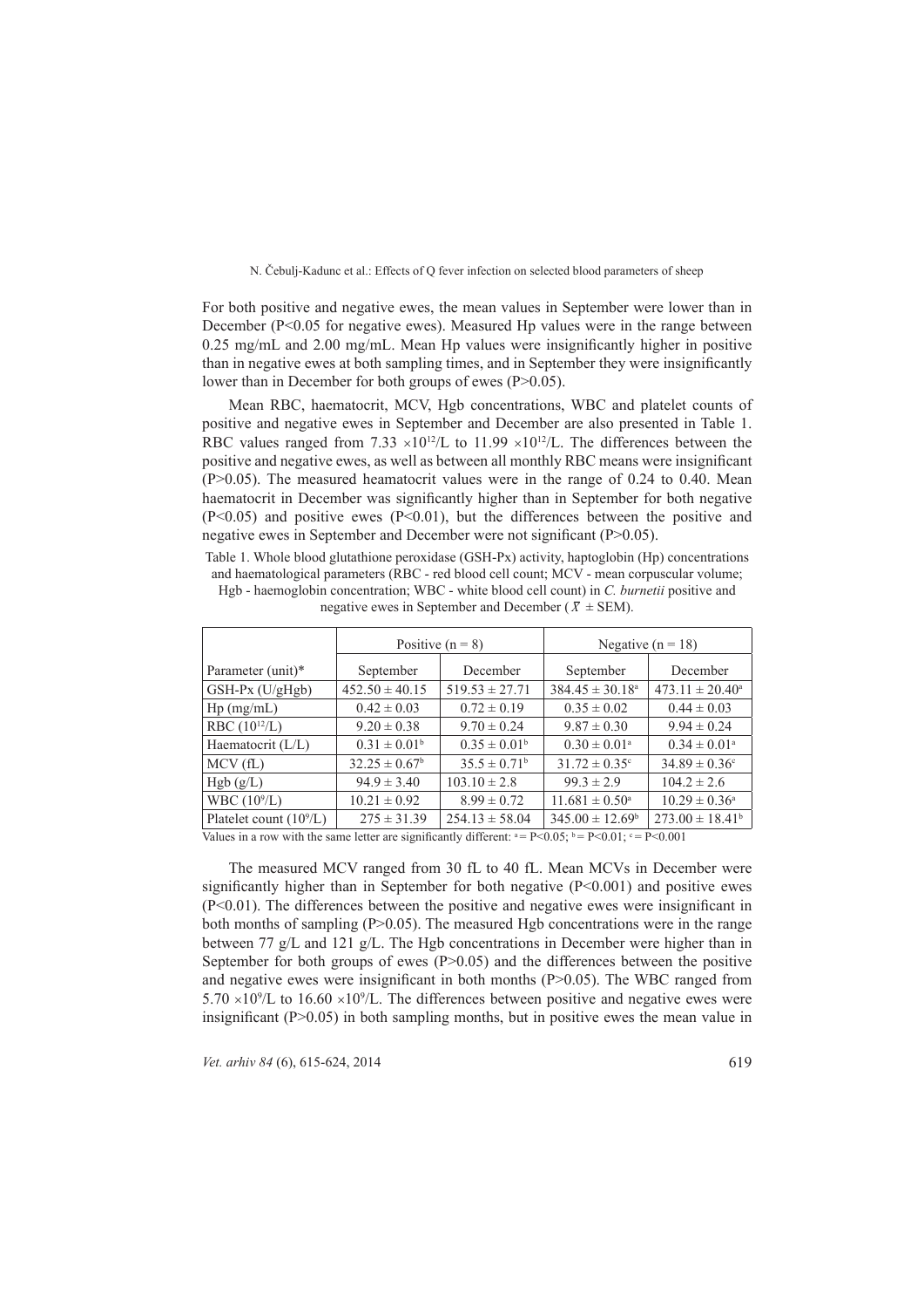For both positive and negative ewes, the mean values in September were lower than in December ($P<0.05$ for negative ewes). Measured Hp values were in the range between 0.25 mg/mL and 2.00 mg/mL. Mean Hp values were insignificantly higher in positive than in negative ewes at both sampling times, and in September they were insignificantly lower than in December for both groups of ewes ($P>0.05$).

Mean RBC, haematocrit, MCV, Hgb concentrations, WBC and platelet counts of positive and negative ewes in September and December are also presented in Table 1. RBC values ranged from $7.33 \times 10^{12}$/L to $11.99 \times 10^{12}$/L. The differences between the positive and negative ewes, as well as between all monthly RBC means were insignificant ($P>0.05$). The measured heamatocrit values were in the range of 0.24 to 0.40. Mean haematocrit in December was significantly higher than in September for both negative ($P<0.05$) and positive ewes ($P<0.01$), but the differences between the positive and negative ewes in September and December were not significant ($P>0.05$).

Table 1. Whole blood glutathione peroxidase (GSH-Px) activity, haptoglobin (Hp) concentrations and haematological parameters (RBC - red blood cell count; MCV - mean corpuscular volume; Hgb - haemoglobin concentration; WBC - white blood cell count) in *C. burnetii* positive and negative ewes in September and December ($\bar{x} \pm$ SEM).

| | Positive (n = 8) | | Negative (n = 18) | |
|---|---|---|---|---|
| Parameter (unit)* | September | December | September | December |
| GSH-Px (U/gHgb) | 452.50 ± 40.15 | 519.53 ± 27.71 | 384.45 ± 30.18$^a$ | 473.11 ± 20.40$^a$ |
| Hp (mg/mL) | 0.42 ± 0.03 | 0.72 ± 0.19 | 0.35 ± 0.02 | 0.44 ± 0.03 |
| RBC ($10^{12}$/L) | 9.20 ± 0.38 | 9.70 ± 0.24 | 9.87 ± 0.30 | 9.94 ± 0.24 |
| Haematocrit (L/L) | 0.31 ± 0.01$^b$ | 0.35 ± 0.01$^b$ | 0.30 ± 0.01$^a$ | 0.34 ± 0.01$^a$ |
| MCV (fL) | 32.25 ± 0.67$^b$ | 35.5 ± 0.71$^b$ | 31.72 ± 0.35$^c$ | 34.89 ± 0.36$^c$ |
| Hgb (g/L) | 94.9 ± 3.40 | 103.10 ± 2.8 | 99.3 ± 2.9 | 104.2 ± 2.6 |
| WBC ($10^9$/L) | 10.21 ± 0.92 | 8.99 ± 0.72 | 11.681 ± 0.50$^a$ | 10.29 ± 0.36$^a$ |
| Platelet count ($10^9$/L) | 275 ± 31.39 | 254.13 ± 58.04 | 345.00 ± 12.69$^b$ | 273.00 ± 18.41$^b$ |

Values in a row with the same letter are significantly different: $^a$ = $P<0.05$; $^b$ = $P<0.01$; $^c$ = $P<0.001$

The measured MCV ranged from 30 fL to 40 fL. Mean MCVs in December were significantly higher than in September for both negative ($P<0.001$) and positive ewes ($P<0.01$). The differences between the positive and negative ewes were insignificant in both months of sampling ($P>0.05$). The measured Hgb concentrations were in the range between 77 g/L and 121 g/L. The Hgb concentrations in December were higher than in September for both groups of ewes ($P>0.05$) and the differences between the positive and negative ewes were insignificant in both months ($P>0.05$). The WBC ranged from $5.70 \times 10^9$/L to $16.60 \times 10^9$/L. The differences between positive and negative ewes were insignificant ($P>0.05$) in both sampling months, but in positive ewes the mean value in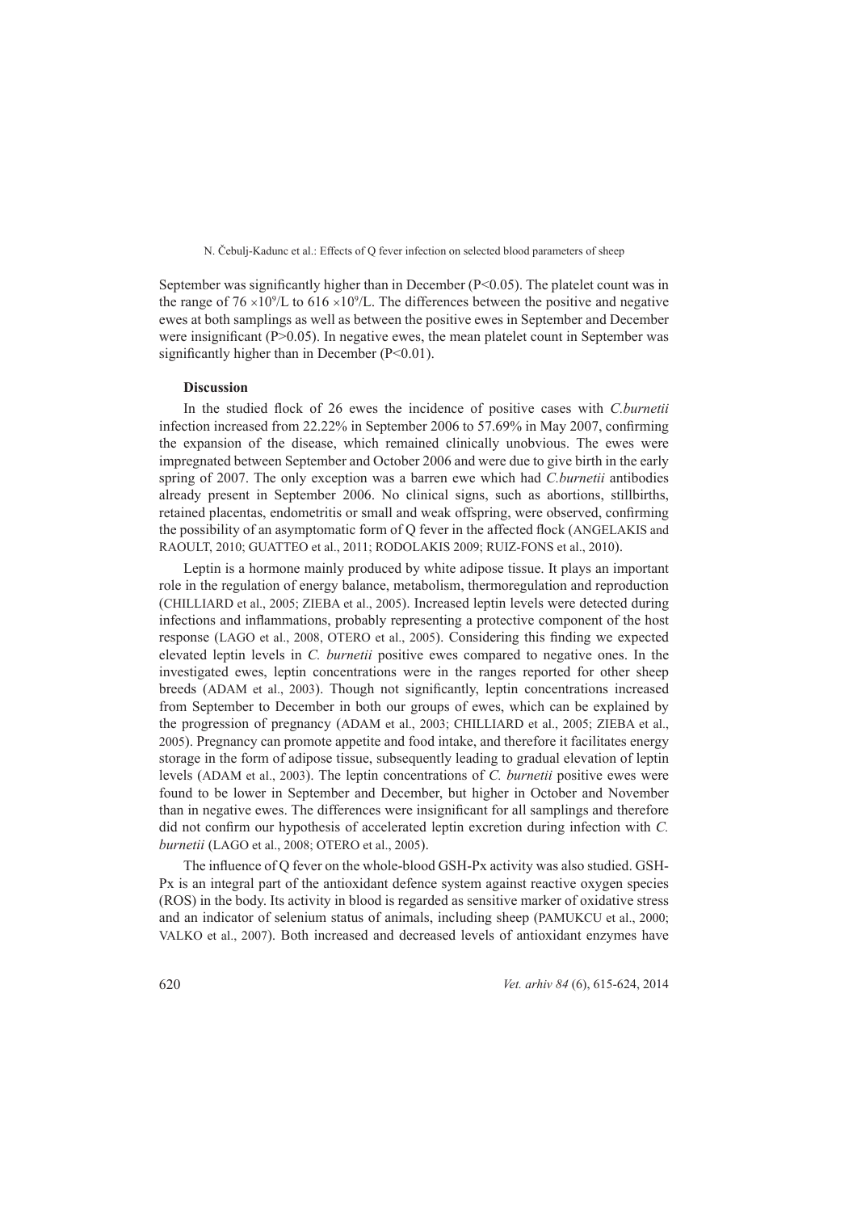September was significantly higher than in December ($P<0.05$). The platelet count was in the range of $76 \times 10^9$/L to $616 \times 10^9$/L. The differences between the positive and negative ewes at both samplings as well as between the positive ewes in September and December were insignificant ($P>0.05$). In negative ewes, the mean platelet count in September was significantly higher than in December ($P<0.01$).

**Discussion**

In the studied flock of 26 ewes the incidence of positive cases with *C.burnetii* infection increased from 22.22% in September 2006 to 57.69% in May 2007, confirming the expansion of the disease, which remained clinically unobvious. The ewes were impregnated between September and October 2006 and were due to give birth in the early spring of 2007. The only exception was a barren ewe which had *C.burnetii* antibodies already present in September 2006. No clinical signs, such as abortions, stillbirths, retained placentas, endometritis or small and weak offspring, were observed, confirming the possibility of an asymptomatic form of Q fever in the affected flock (ANGELAKIS and RAOULT, 2010; GUATTEO et al., 2011; RODOLAKIS 2009; RUIZ-FONS et al., 2010).

Leptin is a hormone mainly produced by white adipose tissue. It plays an important role in the regulation of energy balance, metabolism, thermoregulation and reproduction (CHILLIARD et al., 2005; ZIEBA et al., 2005). Increased leptin levels were detected during infections and inflammations, probably representing a protective component of the host response (LAGO et al., 2008, OTERO et al., 2005). Considering this finding we expected elevated leptin levels in *C. burnetii* positive ewes compared to negative ones. In the investigated ewes, leptin concentrations were in the ranges reported for other sheep breeds (ADAM et al., 2003). Though not significantly, leptin concentrations increased from September to December in both our groups of ewes, which can be explained by the progression of pregnancy (ADAM et al., 2003; CHILLIARD et al., 2005; ZIEBA et al., 2005). Pregnancy can promote appetite and food intake, and therefore it facilitates energy storage in the form of adipose tissue, subsequently leading to gradual elevation of leptin levels (ADAM et al., 2003). The leptin concentrations of *C. burnetii* positive ewes were found to be lower in September and December, but higher in October and November than in negative ewes. The differences were insignificant for all samplings and therefore did not confirm our hypothesis of accelerated leptin excretion during infection with *C. burnetii* (LAGO et al., 2008; OTERO et al., 2005).

The influence of Q fever on the whole-blood GSH-Px activity was also studied. GSH-Px is an integral part of the antioxidant defence system against reactive oxygen species (ROS) in the body. Its activity in blood is regarded as sensitive marker of oxidative stress and an indicator of selenium status of animals, including sheep (PAMUKCU et al., 2000; VALKO et al., 2007). Both increased and decreased levels of antioxidant enzymes have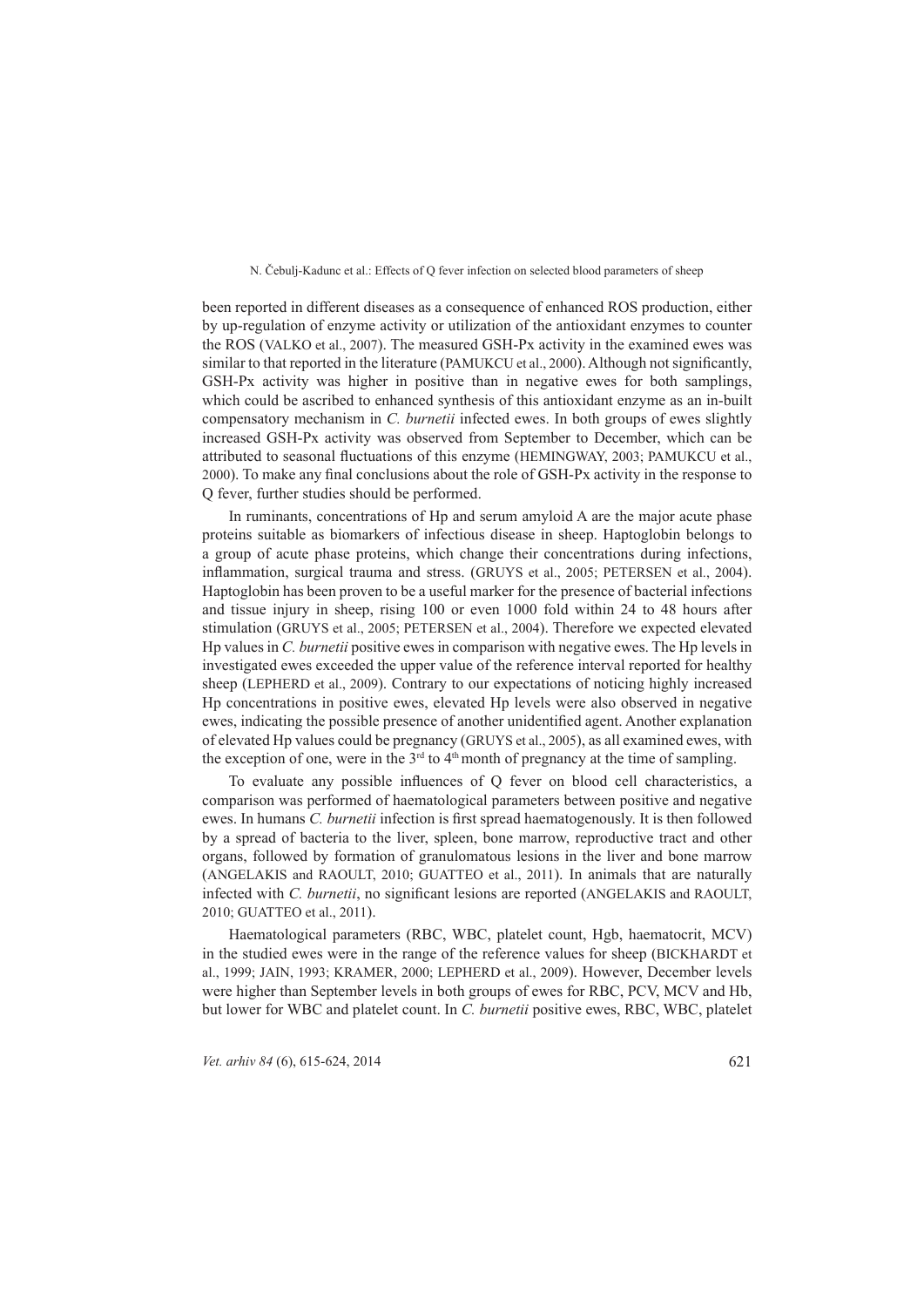been reported in different diseases as a consequence of enhanced ROS production, either by up-regulation of enzyme activity or utilization of the antioxidant enzymes to counter the ROS (VALKO et al., 2007). The measured GSH-Px activity in the examined ewes was similar to that reported in the literature (PAMUKCU et al., 2000). Although not significantly, GSH-Px activity was higher in positive than in negative ewes for both samplings, which could be ascribed to enhanced synthesis of this antioxidant enzyme as an in-built compensatory mechanism in *C. burnetii* infected ewes. In both groups of ewes slightly increased GSH-Px activity was observed from September to December, which can be attributed to seasonal fluctuations of this enzyme (HEMINGWAY, 2003; PAMUKCU et al., 2000). To make any final conclusions about the role of GSH-Px activity in the response to Q fever, further studies should be performed.

In ruminants, concentrations of Hp and serum amyloid A are the major acute phase proteins suitable as biomarkers of infectious disease in sheep. Haptoglobin belongs to a group of acute phase proteins, which change their concentrations during infections, inflammation, surgical trauma and stress. (GRUYS et al., 2005; PETERSEN et al., 2004). Haptoglobin has been proven to be a useful marker for the presence of bacterial infections and tissue injury in sheep, rising 100 or even 1000 fold within 24 to 48 hours after stimulation (GRUYS et al., 2005; PETERSEN et al., 2004). Therefore we expected elevated Hp values in *C. burnetii* positive ewes in comparison with negative ewes. The Hp levels in investigated ewes exceeded the upper value of the reference interval reported for healthy sheep (LEPHERD et al., 2009). Contrary to our expectations of noticing highly increased Hp concentrations in positive ewes, elevated Hp levels were also observed in negative ewes, indicating the possible presence of another unidentified agent. Another explanation of elevated Hp values could be pregnancy (GRUYS et al., 2005), as all examined ewes, with the exception of one, were in the 3rd to 4th month of pregnancy at the time of sampling.

To evaluate any possible influences of Q fever on blood cell characteristics, a comparison was performed of haematological parameters between positive and negative ewes. In humans *C. burnetii* infection is first spread haematogenously. It is then followed by a spread of bacteria to the liver, spleen, bone marrow, reproductive tract and other organs, followed by formation of granulomatous lesions in the liver and bone marrow (ANGELAKIS and RAOULT, 2010; GUATTEO et al., 2011). In animals that are naturally infected with *C. burnetii*, no significant lesions are reported (ANGELAKIS and RAOULT, 2010; GUATTEO et al., 2011).

Haematological parameters (RBC, WBC, platelet count, Hgb, haematocrit, MCV) in the studied ewes were in the range of the reference values for sheep (BICKHARDT et al., 1999; JAIN, 1993; KRAMER, 2000; LEPHERD et al., 2009). However, December levels were higher than September levels in both groups of ewes for RBC, PCV, MCV and Hb, but lower for WBC and platelet count. In *C. burnetii* positive ewes, RBC, WBC, platelet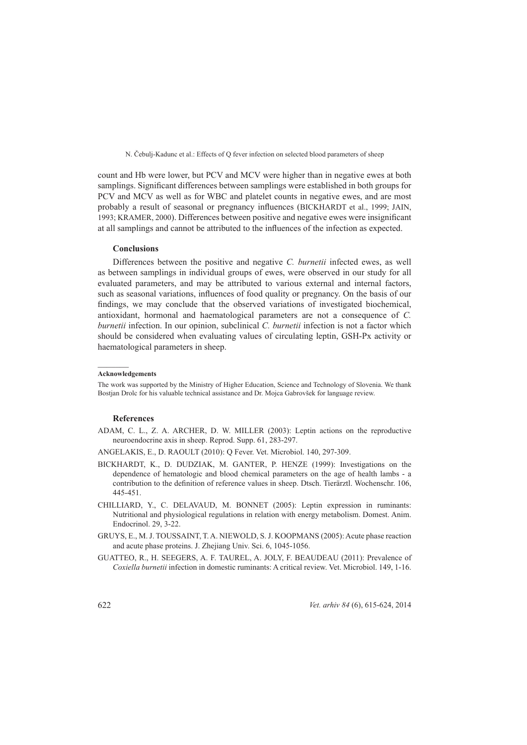count and Hb were lower, but PCV and MCV were higher than in negative ewes at both samplings. Significant differences between samplings were established in both groups for PCV and MCV as well as for WBC and platelet counts in negative ewes, and are most probably a result of seasonal or pregnancy influences (BICKHARDT et al., 1999; JAIN, 1993; KRAMER, 2000). Differences between positive and negative ewes were insignificant at all samplings and cannot be attributed to the influences of the infection as expected.

## Conclusions

Differences between the positive and negative *C. burnetii* infected ewes, as well as between samplings in individual groups of ewes, were observed in our study for all evaluated parameters, and may be attributed to various external and internal factors, such as seasonal variations, influences of food quality or pregnancy. On the basis of our findings, we may conclude that the observed variations of investigated biochemical, antioxidant, hormonal and haematological parameters are not a consequence of *C. burnetii* infection. In our opinion, subclinical *C. burnetii* infection is not a factor which should be considered when evaluating values of circulating leptin, GSH-Px activity or haematological parameters in sheep.

---

**Acknowledgements**

The work was supported by the Ministry of Higher Education, Science and Technology of Slovenia. We thank Bostjan Drolc for his valuable technical assistance and Dr. Mojca Gabrovšek for language review.

## References

ADAM, C. L., Z. A. ARCHER, D. W. MILLER (2003): Leptin actions on the reproductive neuroendocrine axis in sheep. Reprod. Supp. 61, 283-297.

ANGELAKIS, E., D. RAOULT (2010): Q Fever. Vet. Microbiol. 140, 297-309.

BICKHARDT, K., D. DUDZIAK, M. GANTER, P. HENZE (1999): Investigations on the dependence of hematologic and blood chemical parameters on the age of health lambs - a contribution to the definition of reference values in sheep. Dtsch. Tierärztl. Wochenschr. 106, 445-451.

CHILLIARD, Y., C. DELAVAUD, M. BONNET (2005): Leptin expression in ruminants: Nutritional and physiological regulations in relation with energy metabolism. Domest. Anim. Endocrinol. 29, 3-22.

GRUYS, E., M. J. TOUSSAINT, T. A. NIEWOLD, S. J. KOOPMANS (2005): Acute phase reaction and acute phase proteins. J. Zhejiang Univ. Sci. 6, 1045-1056.

GUATTEO, R., H. SEEGERS, A. F. TAUREL, A. JOLY, F. BEAUDEAU (2011): Prevalence of *Coxiella burnetii* infection in domestic ruminants: A critical review. Vet. Microbiol. 149, 1-16.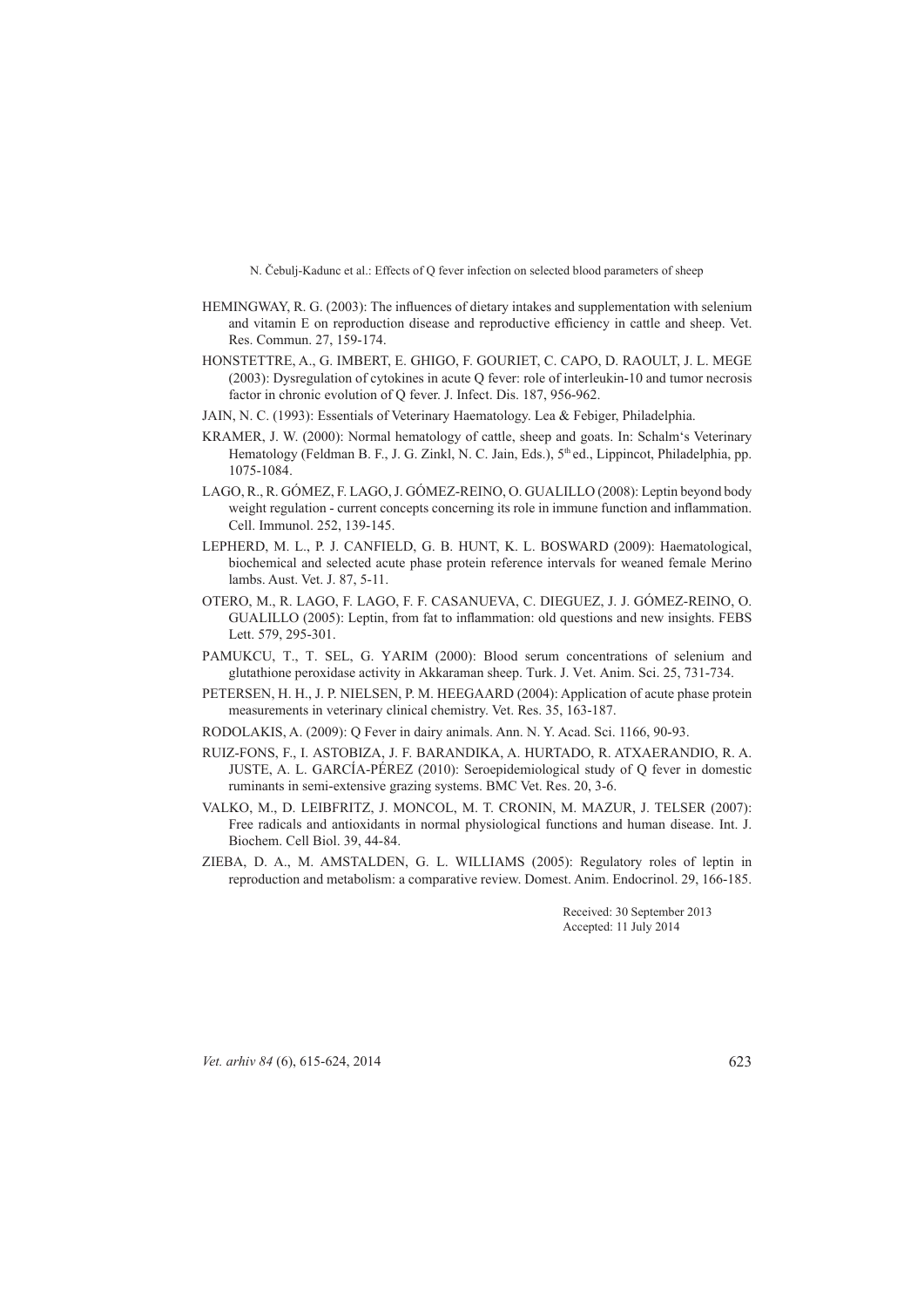HEMINGWAY, R. G. (2003): The influences of dietary intakes and supplementation with selenium and vitamin E on reproduction disease and reproductive efficiency in cattle and sheep. Vet. Res. Commun. 27, 159-174.

HONSTETTRE, A., G. IMBERT, E. GHIGO, F. GOURIET, C. CAPO, D. RAOULT, J. L. MEGE (2003): Dysregulation of cytokines in acute Q fever: role of interleukin-10 and tumor necrosis factor in chronic evolution of Q fever. J. Infect. Dis. 187, 956-962.

JAIN, N. C. (1993): Essentials of Veterinary Haematology. Lea & Febiger, Philadelphia.

KRAMER, J. W. (2000): Normal hematology of cattle, sheep and goats. In: Schalm's Veterinary Hematology (Feldman B. F., J. G. Zinkl, N. C. Jain, Eds.), 5th ed., Lippincot, Philadelphia, pp. 1075-1084.

LAGO, R., R. GÓMEZ, F. LAGO, J. GÓMEZ-REINO, O. GUALILLO (2008): Leptin beyond body weight regulation - current concepts concerning its role in immune function and inflammation. Cell. Immunol. 252, 139-145.

LEPHERD, M. L., P. J. CANFIELD, G. B. HUNT, K. L. BOSWARD (2009): Haematological, biochemical and selected acute phase protein reference intervals for weaned female Merino lambs. Aust. Vet. J. 87, 5-11.

OTERO, M., R. LAGO, F. LAGO, F. F. CASANUEVA, C. DIEGUEZ, J. J. GÓMEZ-REINO, O. GUALILLO (2005): Leptin, from fat to inflammation: old questions and new insights. FEBS Lett. 579, 295-301.

PAMUKCU, T., T. SEL, G. YARIM (2000): Blood serum concentrations of selenium and glutathione peroxidase activity in Akkaraman sheep. Turk. J. Vet. Anim. Sci. 25, 731-734.

PETERSEN, H. H., J. P. NIELSEN, P. M. HEEGAARD (2004): Application of acute phase protein measurements in veterinary clinical chemistry. Vet. Res. 35, 163-187.

RODOLAKIS, A. (2009): Q Fever in dairy animals. Ann. N. Y. Acad. Sci. 1166, 90-93.

RUIZ-FONS, F., I. ASTOBIZA, J. F. BARANDIKA, A. HURTADO, R. ATXAERANDIO, R. A. JUSTE, A. L. GARCÍA-PÉREZ (2010): Seroepidemiological study of Q fever in domestic ruminants in semi-extensive grazing systems. BMC Vet. Res. 20, 3-6.

VALKO, M., D. LEIBFRITZ, J. MONCOL, M. T. CRONIN, M. MAZUR, J. TELSER (2007): Free radicals and antioxidants in normal physiological functions and human disease. Int. J. Biochem. Cell Biol. 39, 44-84.

ZIEBA, D. A., M. AMSTALDEN, G. L. WILLIAMS (2005): Regulatory roles of leptin in reproduction and metabolism: a comparative review. Domest. Anim. Endocrinol. 29, 166-185.

Received: 30 September 2013
Accepted: 11 July 2014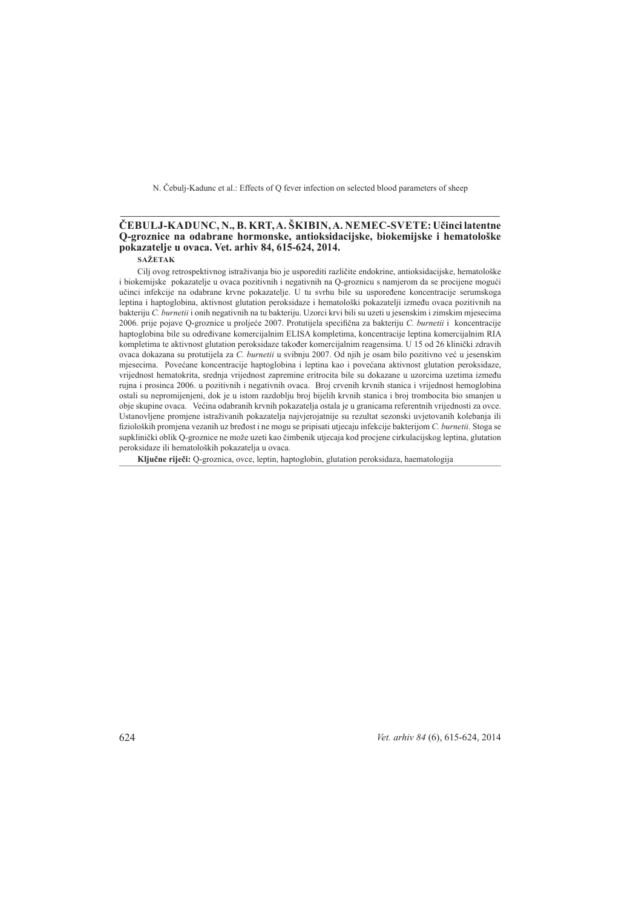**ČEBULJ-KADUNC, N., B. KRT, A. ŠKIBIN, A. NEMEC-SVETE: Učinci latentne Q-groznice na odabrane hormonske, antioksidacijske, biokemijske i hematološke pokazatelje u ovaca. Vet. arhiv 84, 615-624, 2014.**

**SAŽETAK**

Cilj ovog retrospektivnog istraživanja bio je usporediti različite endokrine, antioksidacijske, hematološke i biokemijske pokazatelje u ovaca pozitivnih i negativnih na Q-groznicu s namjerom da se procijene mogući učinci infekcije na odabrane krvne pokazatelje. U tu svrhu bile su uspoređene koncentracije serumskoga leptina i haptoglobina, aktivnost glutation peroksidaze i hematološki pokazatelji između ovaca pozitivnih na bakteriju *C. burnetii* i onih negativnih na tu bakteriju. Uzorci krvi bili su uzeti u jesenskim i zimskim mjesecima 2006. prije pojave Q-groznice u proljeće 2007. Protutijela specifična za bakteriju *C. burnetii* i koncentracije haptoglobina bile su određivane komercijalnim ELISA kompletima, koncentracije leptina komercijalnim RIA kompletima te aktivnost glutation peroksidaze također komercijalnim reagensima. U 15 od 26 klinički zdravih ovaca dokazana su protutijela za *C. burnetii* u svibnju 2007. Od njih je osam bilo pozitivno već u jesenskim mjesecima. Povećane koncentracije haptoglobina i leptina kao i povećana aktivnost glutation peroksidaze, vrijednost hematokrita, srednja vrijednost zapremine eritrocita bile su dokazane u uzorcima uzetima između rujna i prosinca 2006. u pozitivnih i negativnih ovaca. Broj crvenih krvnih stanica i vrijednost hemoglobina ostali su nepromijenjeni, dok je u istom razdoblju broj bijelih krvnih stanica i broj trombocita bio smanjen u obje skupine ovaca. Većina odabranih krvnih pokazatelja ostala je u granicama referentnih vrijednosti za ovce. Ustanovljene promjene istraživanih pokazatelja najvjerojatnije su rezultat sezonski uvjetovanih kolebanja ili fizioloških promjena vezanih uz bređost i ne mogu se pripisati utjecaju infekcije bakterijom *C. burnetii.* Stoga se supklinički oblik Q-groznice ne može uzeti kao čimbenik utjecaja kod procjene cirkulacijskog leptina, glutation peroksidaze ili hematoloških pokazatelja u ovaca.

**Ključne riječi:** Q-groznica, ovce, leptin, haptoglobin, glutation peroksidaza, haematologija